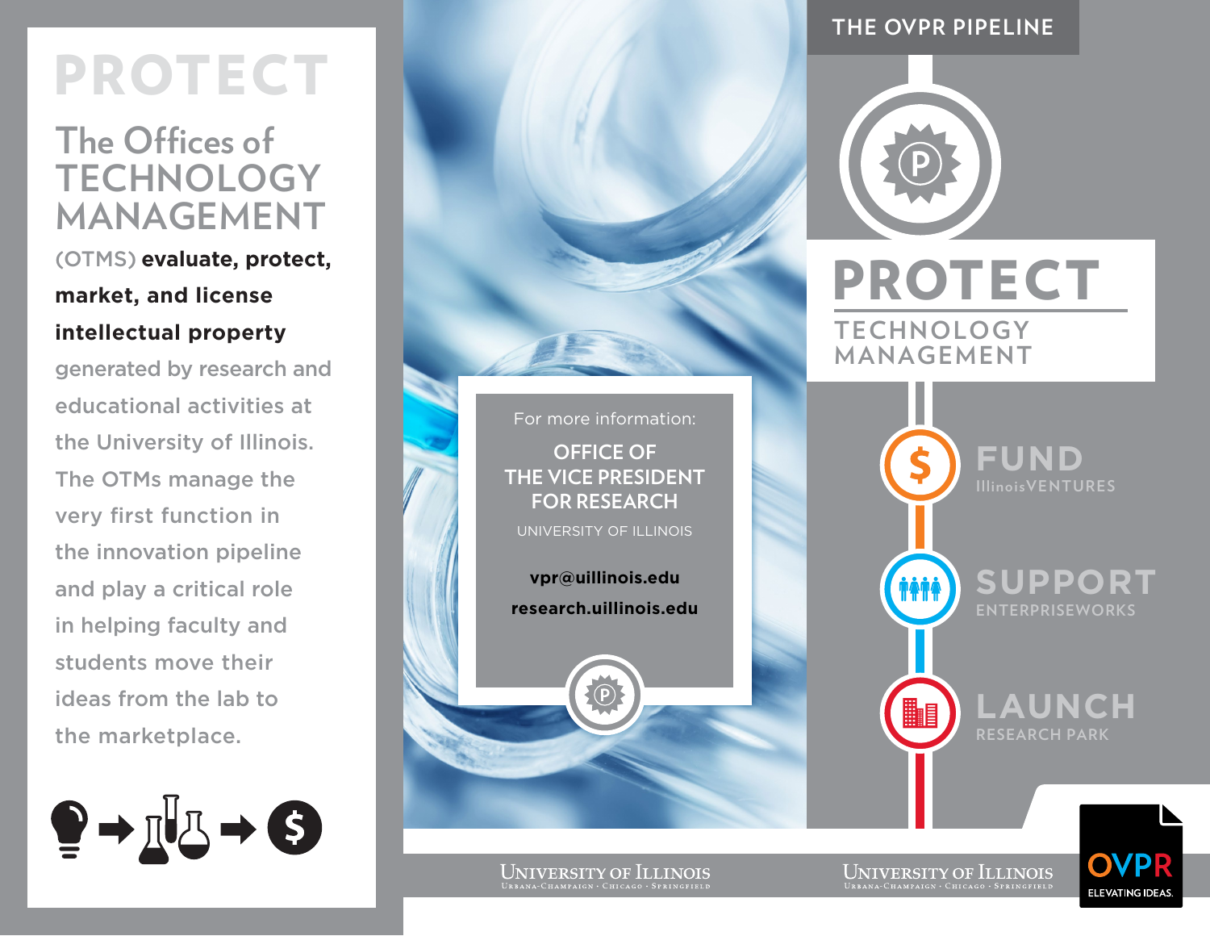# PROTECT

## The Offices of TECHNOLOGY MANAGEMENT

(OTMS) **evaluate, protect, market, and license intellectual property** generated by research and educational activities at the University of Illinois. The OTMs manage the very first function in the innovation pipeline and play a critical role in helping faculty and students move their ideas from the lab to the marketplace.

For more information:

**OFFICE OF THE VICE PRESIDENT FOR RESEARCH**

UNIVERSITY OF ILLINOIS

**vpr@uillinois.edu**

**research.uillinois.edu**

University of Illinois
Urbana-Champaign · Chicago · Springfield

## THE OVPR PIPELINE

# PROTECT

TECHNOLOGY MANAGEMENT

**FUND**
IllinoisVENTURES

**SUPPORT**
ENTERPRISEWORKS

**LAUNCH**
RESEARCH PARK

University of Illinois
Urbana-Champaign · Chicago · Springfield

OVPR
ELEVATING IDEAS.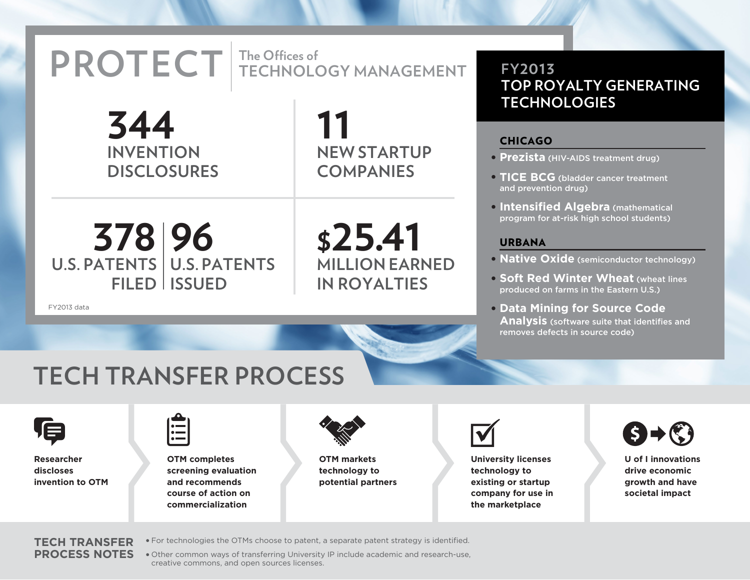# PROTECT

The Offices of TECHNOLOGY MANAGEMENT

**344**
INVENTION DISCLOSURES

**11**
NEW STARTUP COMPANIES

**378**
U.S. PATENTS FILED

**96**
U.S. PATENTS ISSUED

**$25.41**
MILLION EARNED IN ROYALTIES

FY2013 data

## FY2013 TOP ROYALTY GENERATING TECHNOLOGIES

### CHICAGO

- **Prezista** (HIV-AIDS treatment drug)
- **TICE BCG** (bladder cancer treatment and prevention drug)
- **Intensified Algebra** (mathematical program for at-risk high school students)

### URBANA

- **Native Oxide** (semiconductor technology)
- **Soft Red Winter Wheat** (wheat lines produced on farms in the Eastern U.S.)
- **Data Mining for Source Code Analysis** (software suite that identifies and removes defects in source code)

## TECH TRANSFER PROCESS

1. **Researcher discloses invention to OTM**
2. **OTM completes screening evaluation and recommends course of action on commercialization**
3. **OTM markets technology to potential partners**
4. **University licenses technology to existing or startup company for use in the marketplace**
5. **U of I innovations drive economic growth and have societal impact**

### TECH TRANSFER PROCESS NOTES

- For technologies the OTMs choose to patent, a separate patent strategy is identified.
- Other common ways of transferring University IP include academic and research-use, creative commons, and open sources licenses.